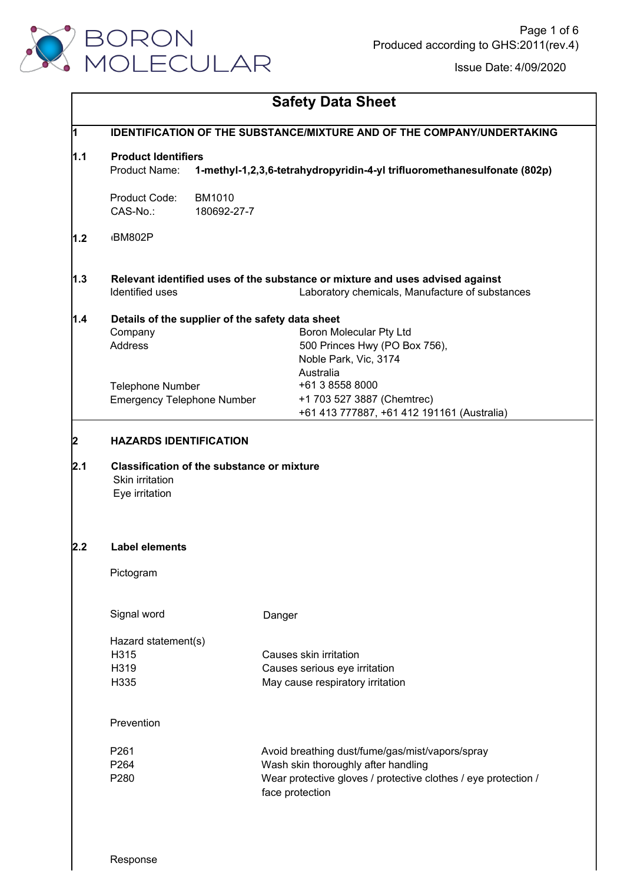# Safety Data Sheet

## 1 IDENTIFICATION OF THE SUBSTANCE/MIXTURE AND OF THE COMPANY/UNDERTAKING

### 1.1 Product Identifiers

Product Name: **1-methyl-1,2,3,6-tetrahydropyridin-4-yl trifluoromethanesulfonate (802p)**

Product Code: BM1010
CAS-No.: 180692-27-7

### 1.2

BM802P

### 1.3 Relevant identified uses of the substance or mixture and uses advised against

| | |
|---|---|
| Identified uses | Laboratory chemicals, Manufacture of substances |

### 1.4 Details of the supplier of the safety data sheet

| | |
|---|---|
| Company | Boron Molecular Pty Ltd |
| Address | 500 Princes Hwy (PO Box 756), Noble Park, Vic, 3174 Australia |
| Telephone Number | +61 3 8558 8000 |
| Emergency Telephone Number | +1 703 527 3887 (Chemtrec) +61 413 777887, +61 412 191161 (Australia) |

## 2 HAZARDS IDENTIFICATION

### 2.1 Classification of the substance or mixture

Skin irritation
Eye irritation

### 2.2 Label elements

Pictogram

Signal word: Danger

Hazard statement(s)

| | |
|---|---|
| H315 | Causes skin irritation |
| H319 | Causes serious eye irritation |
| H335 | May cause respiratory irritation |

Prevention

| | |
|---|---|
| P261 | Avoid breathing dust/fume/gas/mist/vapors/spray |
| P264 | Wash skin thoroughly after handling |
| P280 | Wear protective gloves / protective clothes / eye protection / face protection |

Response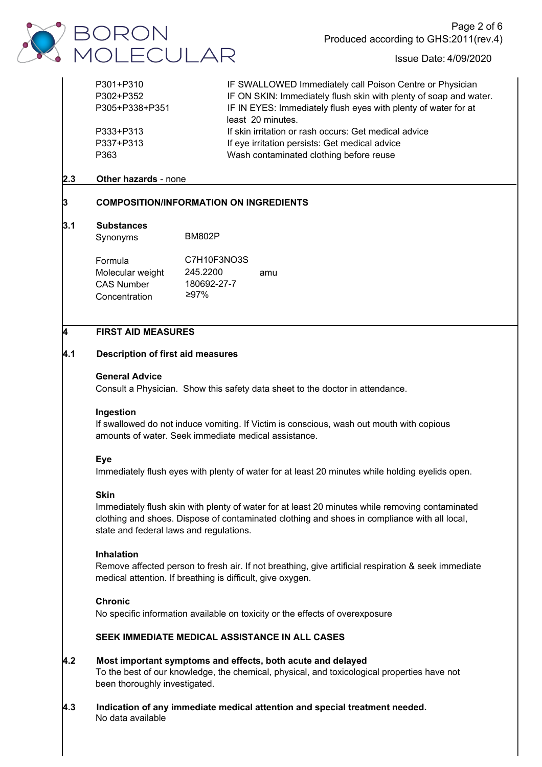| | |
|---|---|
| P301+P310 | IF SWALLOWED Immediately call Poison Centre or Physician |
| P302+P352 | IF ON SKIN: Immediately flush skin with plenty of soap and water. |
| P305+P338+P351 | IF IN EYES: Immediately flush eyes with plenty of water for at least 20 minutes. |
| P333+P313 | If skin irritation or rash occurs: Get medical advice |
| P337+P313 | If eye irritation persists: Get medical advice |
| P363 | Wash contaminated clothing before reuse |

**2.3 Other hazards** - none

## 3 COMPOSITION/INFORMATION ON INGREDIENTS

### 3.1 Substances

| | | |
|---|---|---|
| Synonyms | BM802P | |
| Formula | C7H10F3NO3S | |
| Molecular weight | 245.2200 | amu |
| CAS Number | 180692-27-7 | |
| Concentration | ≥97% | |

## 4 FIRST AID MEASURES

### 4.1 Description of first aid measures

**General Advice**
Consult a Physician. Show this safety data sheet to the doctor in attendance.

**Ingestion**
If swallowed do not induce vomiting. If Victim is conscious, wash out mouth with copious amounts of water. Seek immediate medical assistance.

**Eye**
Immediately flush eyes with plenty of water for at least 20 minutes while holding eyelids open.

**Skin**
Immediately flush skin with plenty of water for at least 20 minutes while removing contaminated clothing and shoes. Dispose of contaminated clothing and shoes in compliance with all local, state and federal laws and regulations.

**Inhalation**
Remove affected person to fresh air. If not breathing, give artificial respiration & seek immediate medical attention. If breathing is difficult, give oxygen.

**Chronic**
No specific information available on toxicity or the effects of overexposure

**SEEK IMMEDIATE MEDICAL ASSISTANCE IN ALL CASES**

### 4.2 Most important symptoms and effects, both acute and delayed

To the best of our knowledge, the chemical, physical, and toxicological properties have not been thoroughly investigated.

### 4.3 Indication of any immediate medical attention and special treatment needed.

No data available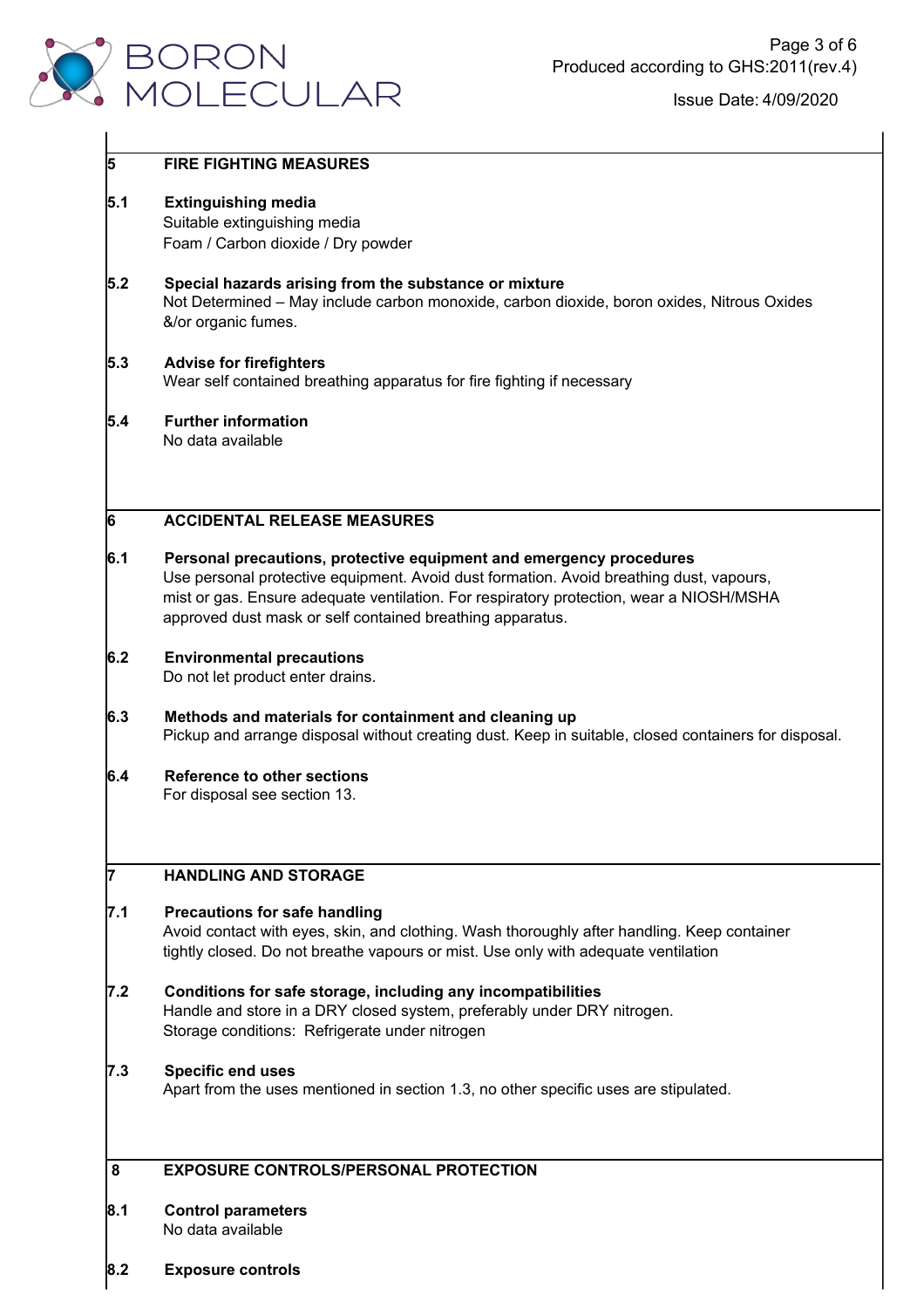## 5 FIRE FIGHTING MEASURES

### 5.1 Extinguishing media

Suitable extinguishing media

Foam / Carbon dioxide / Dry powder

### 5.2 Special hazards arising from the substance or mixture

Not Determined – May include carbon monoxide, carbon dioxide, boron oxides, Nitrous Oxides &/or organic fumes.

### 5.3 Advise for firefighters

Wear self contained breathing apparatus for fire fighting if necessary

### 5.4 Further information

No data available

## 6 ACCIDENTAL RELEASE MEASURES

### 6.1 Personal precautions, protective equipment and emergency procedures

Use personal protective equipment. Avoid dust formation. Avoid breathing dust, vapours, mist or gas. Ensure adequate ventilation. For respiratory protection, wear a NIOSH/MSHA approved dust mask or self contained breathing apparatus.

### 6.2 Environmental precautions

Do not let product enter drains.

### 6.3 Methods and materials for containment and cleaning up

Pickup and arrange disposal without creating dust. Keep in suitable, closed containers for disposal.

### 6.4 Reference to other sections

For disposal see section 13.

## 7 HANDLING AND STORAGE

### 7.1 Precautions for safe handling

Avoid contact with eyes, skin, and clothing. Wash thoroughly after handling. Keep container tightly closed. Do not breathe vapours or mist. Use only with adequate ventilation

### 7.2 Conditions for safe storage, including any incompatibilities

Handle and store in a DRY closed system, preferably under DRY nitrogen.

Storage conditions: Refrigerate under nitrogen

### 7.3 Specific end uses

Apart from the uses mentioned in section 1.3, no other specific uses are stipulated.

## 8 EXPOSURE CONTROLS/PERSONAL PROTECTION

### 8.1 Control parameters

No data available

### 8.2 Exposure controls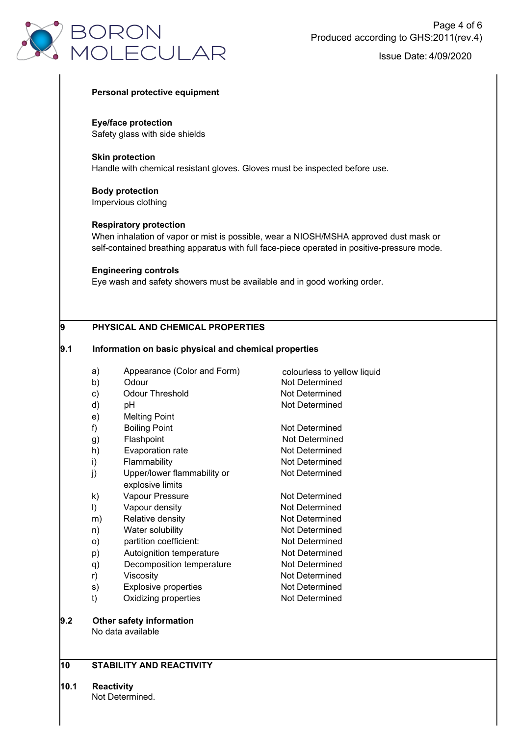**Personal protective equipment**

**Eye/face protection**
Safety glass with side shields

**Skin protection**
Handle with chemical resistant gloves. Gloves must be inspected before use.

**Body protection**
Impervious clothing

**Respiratory protection**
When inhalation of vapor or mist is possible, wear a NIOSH/MSHA approved dust mask or self-contained breathing apparatus with full face-piece operated in positive-pressure mode.

**Engineering controls**
Eye wash and safety showers must be available and in good working order.

## 9 PHYSICAL AND CHEMICAL PROPERTIES

### 9.1 Information on basic physical and chemical properties

| | Property | Value |
|---|---|---|
| a) | Appearance (Color and Form) | colourless to yellow liquid |
| b) | Odour | Not Determined |
| c) | Odour Threshold | Not Determined |
| d) | pH | Not Determined |
| e) | Melting Point | |
| f) | Boiling Point | Not Determined |
| g) | Flashpoint | Not Determined |
| h) | Evaporation rate | Not Determined |
| i) | Flammability | Not Determined |
| j) | Upper/lower flammability or explosive limits | Not Determined |
| k) | Vapour Pressure | Not Determined |
| l) | Vapour density | Not Determined |
| m) | Relative density | Not Determined |
| n) | Water solubility | Not Determined |
| o) | partition coefficient: | Not Determined |
| p) | Autoignition temperature | Not Determined |
| q) | Decomposition temperature | Not Determined |
| r) | Viscosity | Not Determined |
| s) | Explosive properties | Not Determined |
| t) | Oxidizing properties | Not Determined |

### 9.2 Other safety information

No data available

## 10 STABILITY AND REACTIVITY

### 10.1 Reactivity

Not Determined.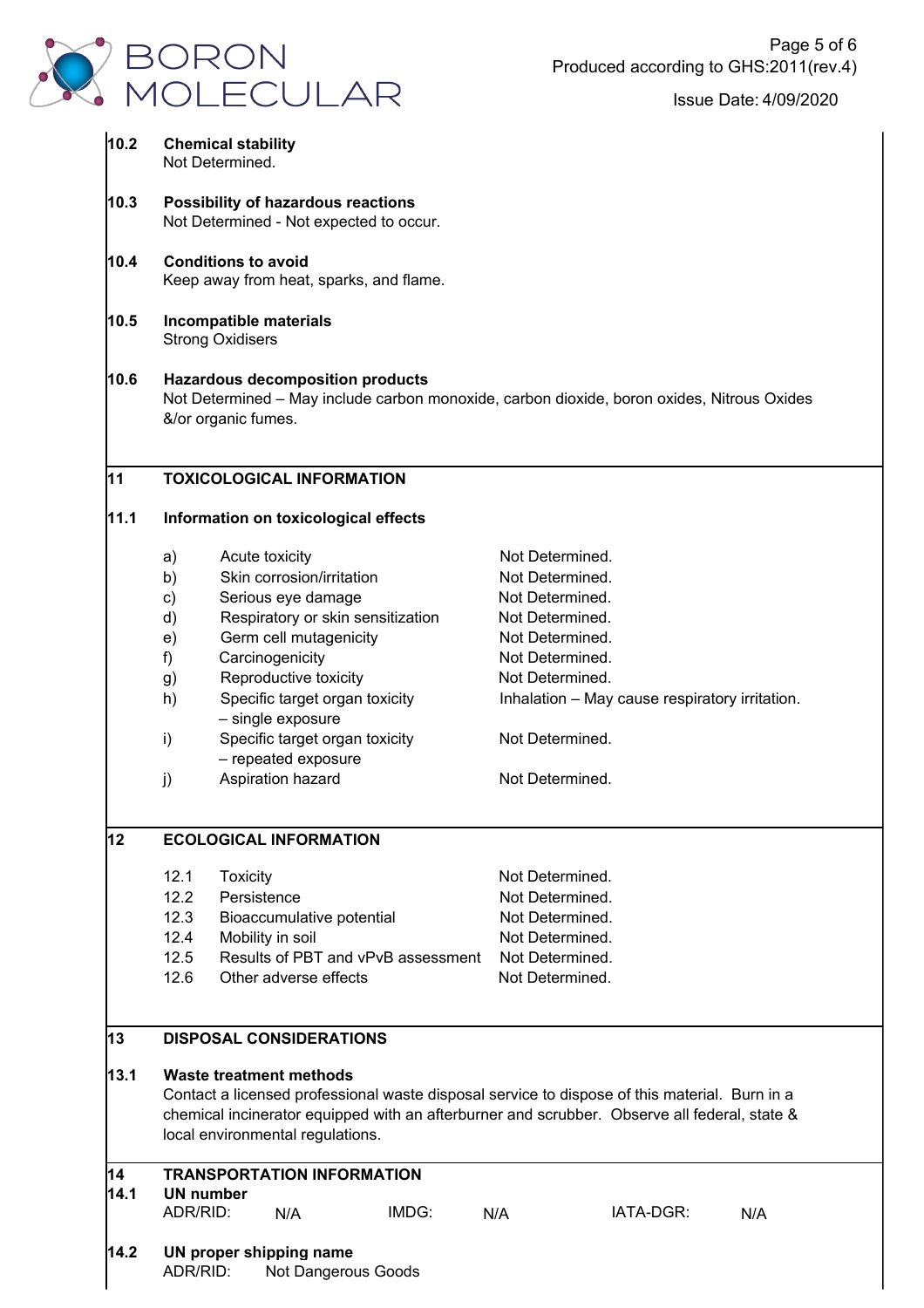### 10.2 Chemical stability

Not Determined.

### 10.3 Possibility of hazardous reactions

Not Determined - Not expected to occur.

### 10.4 Conditions to avoid

Keep away from heat, sparks, and flame.

### 10.5 Incompatible materials

Strong Oxidisers

### 10.6 Hazardous decomposition products

Not Determined – May include carbon monoxide, carbon dioxide, boron oxides, Nitrous Oxides &/or organic fumes.

## 11 TOXICOLOGICAL INFORMATION

### 11.1 Information on toxicological effects

| | | |
|---|---|---|
| a) | Acute toxicity | Not Determined. |
| b) | Skin corrosion/irritation | Not Determined. |
| c) | Serious eye damage | Not Determined. |
| d) | Respiratory or skin sensitization | Not Determined. |
| e) | Germ cell mutagenicity | Not Determined. |
| f) | Carcinogenicity | Not Determined. |
| g) | Reproductive toxicity | Not Determined. |
| h) | Specific target organ toxicity – single exposure | Inhalation – May cause respiratory irritation. |
| i) | Specific target organ toxicity – repeated exposure | Not Determined. |
| j) | Aspiration hazard | Not Determined. |

## 12 ECOLOGICAL INFORMATION

| | | |
|---|---|---|
| 12.1 | Toxicity | Not Determined. |
| 12.2 | Persistence | Not Determined. |
| 12.3 | Bioaccumulative potential | Not Determined. |
| 12.4 | Mobility in soil | Not Determined. |
| 12.5 | Results of PBT and vPvB assessment | Not Determined. |
| 12.6 | Other adverse effects | Not Determined. |

## 13 DISPOSAL CONSIDERATIONS

### 13.1 Waste treatment methods

Contact a licensed professional waste disposal service to dispose of this material. Burn in a chemical incinerator equipped with an afterburner and scrubber. Observe all federal, state & local environmental regulations.

## 14 TRANSPORTATION INFORMATION

### 14.1 UN number

ADR/RID: N/A IMDG: N/A IATA-DGR: N/A

### 14.2 UN proper shipping name

ADR/RID: Not Dangerous Goods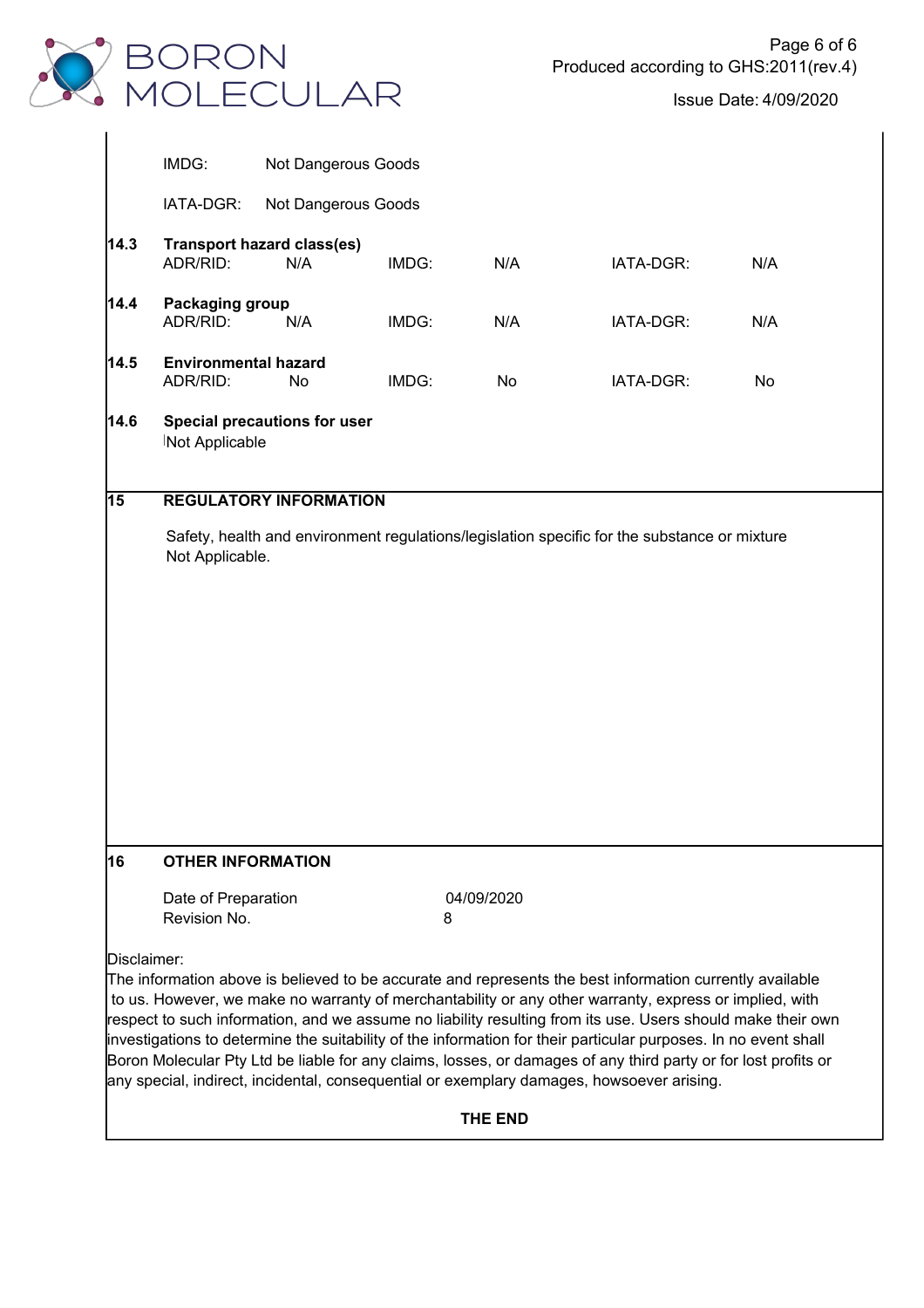IMDG: Not Dangerous Goods

IATA-DGR: Not Dangerous Goods

**14.3 Transport hazard class(es)**

| | | | | | |
|---|---|---|---|---|---|
| ADR/RID: | N/A | IMDG: | N/A | IATA-DGR: | N/A |

**14.4 Packaging group**

| | | | | | |
|---|---|---|---|---|---|
| ADR/RID: | N/A | IMDG: | N/A | IATA-DGR: | N/A |

**14.5 Environmental hazard**

| | | | | | |
|---|---|---|---|---|---|
| ADR/RID: | No | IMDG: | No | IATA-DGR: | No |

**14.6 Special precautions for user**

Not Applicable

## 15 REGULATORY INFORMATION

Safety, health and environment regulations/legislation specific for the substance or mixture
Not Applicable.

## 16 OTHER INFORMATION

Date of Preparation 04/09/2020
Revision No. 8

Disclaimer:
The information above is believed to be accurate and represents the best information currently available to us. However, we make no warranty of merchantability or any other warranty, express or implied, with respect to such information, and we assume no liability resulting from its use. Users should make their own investigations to determine the suitability of the information for their particular purposes. In no event shall Boron Molecular Pty Ltd be liable for any claims, losses, or damages of any third party or for lost profits or any special, indirect, incidental, consequential or exemplary damages, howsoever arising.

**THE END**